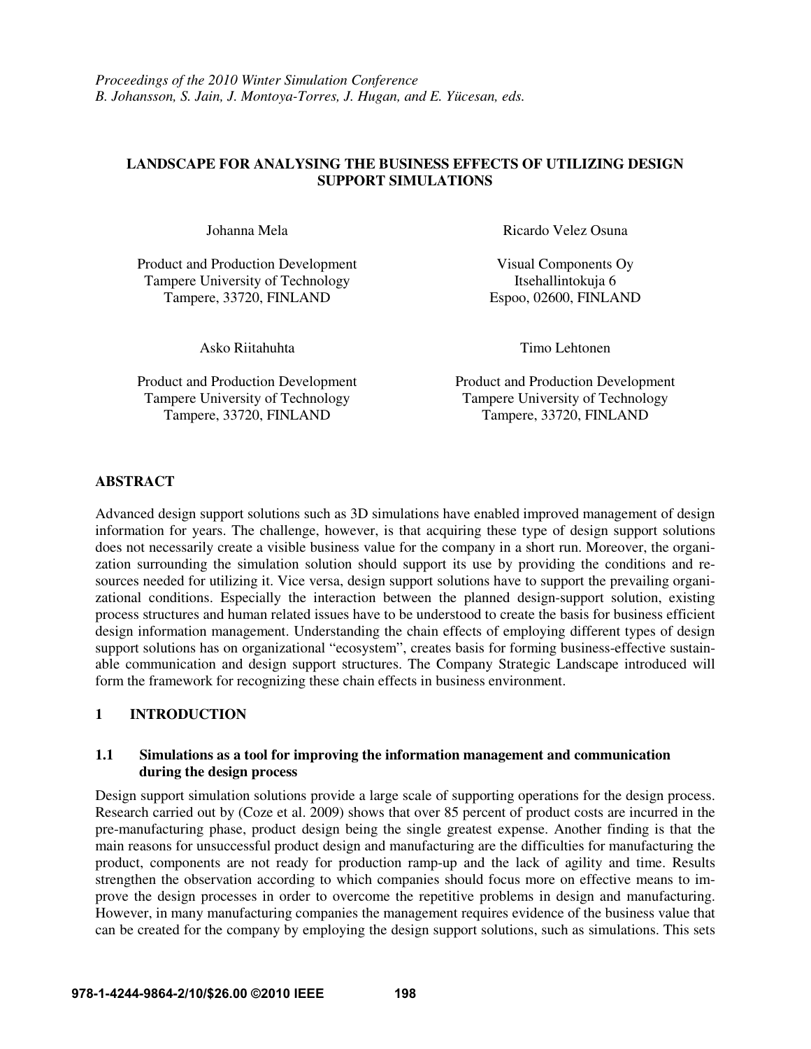*Proceedings of the 2010 Winter Simulation Conference*
*B. Johansson, S. Jain, J. Montoya-Torres, J. Hugan, and E. Yücesan, eds.*

# LANDSCAPE FOR ANALYSING THE BUSINESS EFFECTS OF UTILIZING DESIGN SUPPORT SIMULATIONS

Johanna Mela
Product and Production Development
Tampere University of Technology
Tampere, 33720, FINLAND

Ricardo Velez Osuna
Visual Components Oy
Itsehallintokuja 6
Espoo, 02600, FINLAND

Asko Riitahuhta
Product and Production Development
Tampere University of Technology
Tampere, 33720, FINLAND

Timo Lehtonen
Product and Production Development
Tampere University of Technology
Tampere, 33720, FINLAND

## ABSTRACT

Advanced design support solutions such as 3D simulations have enabled improved management of design information for years. The challenge, however, is that acquiring these type of design support solutions does not necessarily create a visible business value for the company in a short run. Moreover, the organization surrounding the simulation solution should support its use by providing the conditions and resources needed for utilizing it. Vice versa, design support solutions have to support the prevailing organizational conditions. Especially the interaction between the planned design-support solution, existing process structures and human related issues have to be understood to create the basis for business efficient design information management. Understanding the chain effects of employing different types of design support solutions has on organizational "ecosystem", creates basis for forming business-effective sustainable communication and design support structures. The Company Strategic Landscape introduced will form the framework for recognizing these chain effects in business environment.

## 1 INTRODUCTION

### 1.1 Simulations as a tool for improving the information management and communication during the design process

Design support simulation solutions provide a large scale of supporting operations for the design process. Research carried out by (Coze et al. 2009) shows that over 85 percent of product costs are incurred in the pre-manufacturing phase, product design being the single greatest expense. Another finding is that the main reasons for unsuccessful product design and manufacturing are the difficulties for manufacturing the product, components are not ready for production ramp-up and the lack of agility and time. Results strengthen the observation according to which companies should focus more on effective means to improve the design processes in order to overcome the repetitive problems in design and manufacturing. However, in many manufacturing companies the management requires evidence of the business value that can be created for the company by employing the design support solutions, such as simulations. This sets

978-1-4244-9864-2/10/$26.00 ©2010 IEEE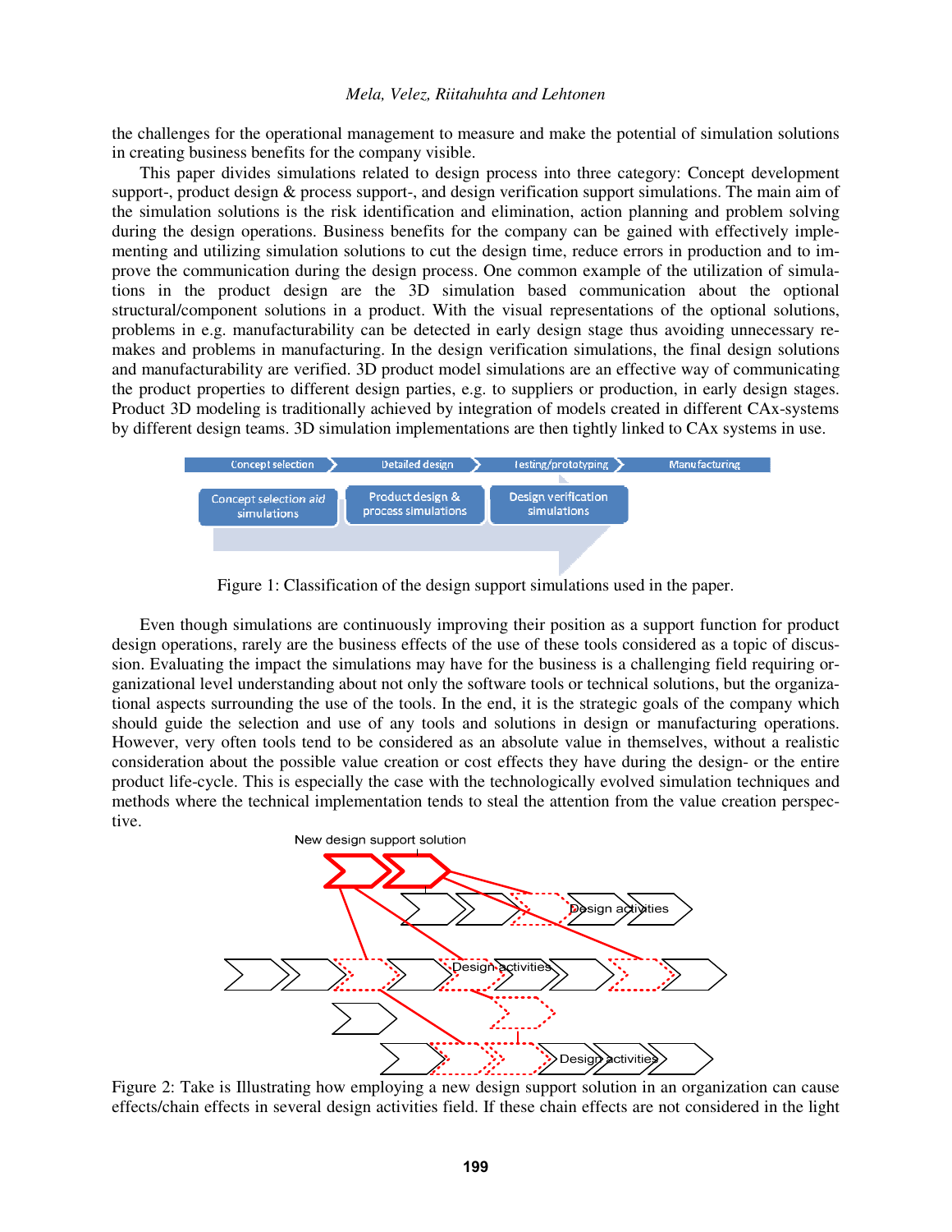the challenges for the operational management to measure and make the potential of simulation solutions in creating business benefits for the company visible.

This paper divides simulations related to design process into three category: Concept development support-, product design & process support-, and design verification support simulations. The main aim of the simulation solutions is the risk identification and elimination, action planning and problem solving during the design operations. Business benefits for the company can be gained with effectively implementing and utilizing simulation solutions to cut the design time, reduce errors in production and to improve the communication during the design process. One common example of the utilization of simulations in the product design are the 3D simulation based communication about the optional structural/component solutions in a product. With the visual representations of the optional solutions, problems in e.g. manufacturability can be detected in early design stage thus avoiding unnecessary remakes and problems in manufacturing. In the design verification simulations, the final design solutions and manufacturability are verified. 3D product model simulations are an effective way of communicating the product properties to different design parties, e.g. to suppliers or production, in early design stages. Product 3D modeling is traditionally achieved by integration of models created in different CAx-systems by different design teams. 3D simulation implementations are then tightly linked to CAx systems in use.

Concept selection
Detailed design
Testing/prototyping
Manufacturing
Concept selection aid simulations
Product design & process simulations
Design verification simulations

Figure 1: Classification of the design support simulations used in the paper.

Even though simulations are continuously improving their position as a support function for product design operations, rarely are the business effects of the use of these tools considered as a topic of discussion. Evaluating the impact the simulations may have for the business is a challenging field requiring organizational level understanding about not only the software tools or technical solutions, but the organizational aspects surrounding the use of the tools. In the end, it is the strategic goals of the company which should guide the selection and use of any tools and solutions in design or manufacturing operations. However, very often tools tend to be considered as an absolute value in themselves, without a realistic consideration about the possible value creation or cost effects they have during the design- or the entire product life-cycle. This is especially the case with the technologically evolved simulation techniques and methods where the technical implementation tends to steal the attention from the value creation perspective.

New design support solution
Design activities
Design activities
Design activities

Figure 2: Take is Illustrating how employing a new design support solution in an organization can cause effects/chain effects in several design activities field. If these chain effects are not considered in the light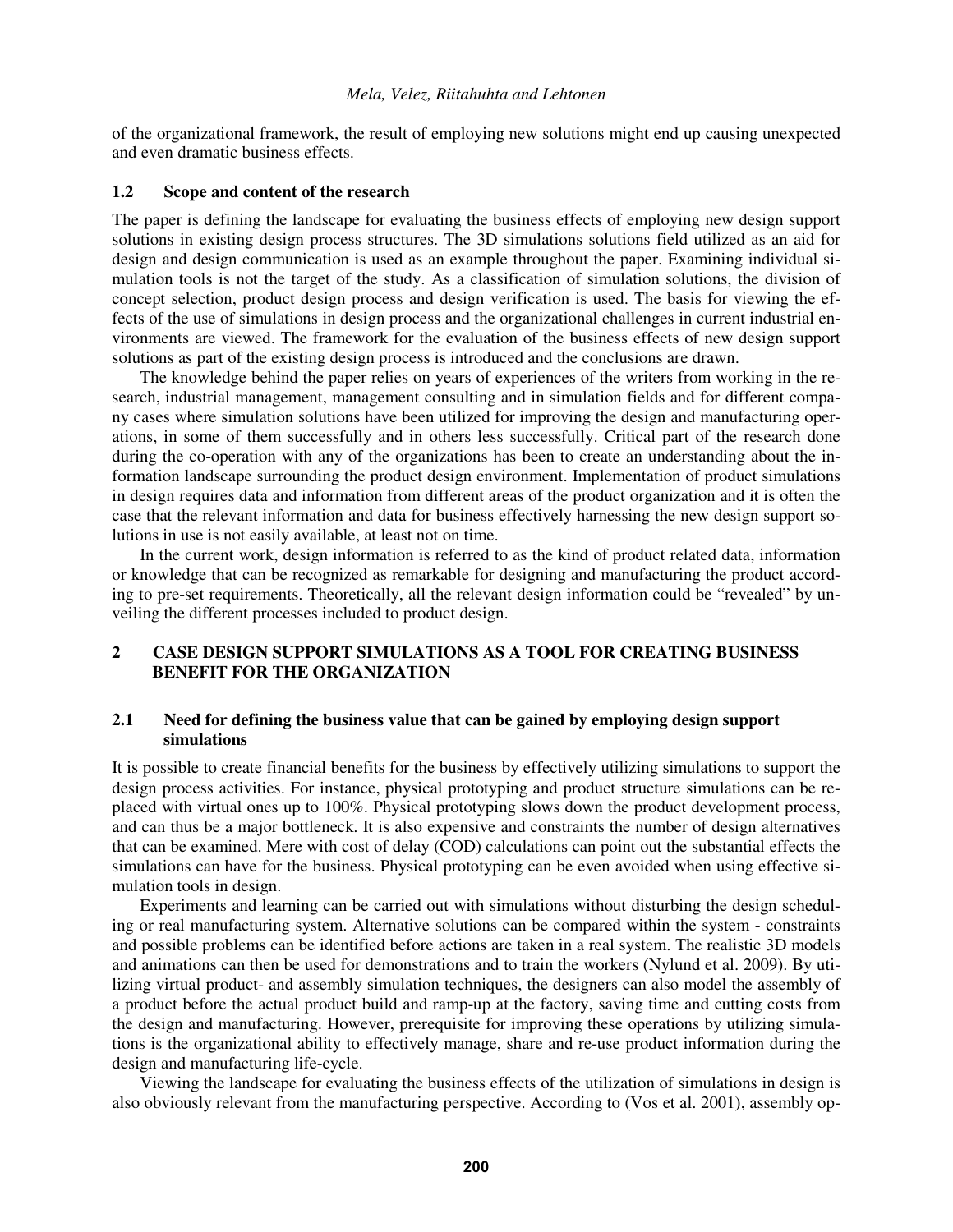of the organizational framework, the result of employing new solutions might end up causing unexpected and even dramatic business effects.

### 1.2 Scope and content of the research

The paper is defining the landscape for evaluating the business effects of employing new design support solutions in existing design process structures. The 3D simulations solutions field utilized as an aid for design and design communication is used as an example throughout the paper. Examining individual simulation tools is not the target of the study. As a classification of simulation solutions, the division of concept selection, product design process and design verification is used. The basis for viewing the effects of the use of simulations in design process and the organizational challenges in current industrial environments are viewed. The framework for the evaluation of the business effects of new design support solutions as part of the existing design process is introduced and the conclusions are drawn.

The knowledge behind the paper relies on years of experiences of the writers from working in the research, industrial management, management consulting and in simulation fields and for different company cases where simulation solutions have been utilized for improving the design and manufacturing operations, in some of them successfully and in others less successfully. Critical part of the research done during the co-operation with any of the organizations has been to create an understanding about the information landscape surrounding the product design environment. Implementation of product simulations in design requires data and information from different areas of the product organization and it is often the case that the relevant information and data for business effectively harnessing the new design support solutions in use is not easily available, at least not on time.

In the current work, design information is referred to as the kind of product related data, information or knowledge that can be recognized as remarkable for designing and manufacturing the product according to pre-set requirements. Theoretically, all the relevant design information could be "revealed" by unveiling the different processes included to product design.

## 2 CASE DESIGN SUPPORT SIMULATIONS AS A TOOL FOR CREATING BUSINESS BENEFIT FOR THE ORGANIZATION

### 2.1 Need for defining the business value that can be gained by employing design support simulations

It is possible to create financial benefits for the business by effectively utilizing simulations to support the design process activities. For instance, physical prototyping and product structure simulations can be replaced with virtual ones up to 100%. Physical prototyping slows down the product development process, and can thus be a major bottleneck. It is also expensive and constraints the number of design alternatives that can be examined. Mere with cost of delay (COD) calculations can point out the substantial effects the simulations can have for the business. Physical prototyping can be even avoided when using effective simulation tools in design.

Experiments and learning can be carried out with simulations without disturbing the design scheduling or real manufacturing system. Alternative solutions can be compared within the system - constraints and possible problems can be identified before actions are taken in a real system. The realistic 3D models and animations can then be used for demonstrations and to train the workers (Nylund et al. 2009). By utilizing virtual product- and assembly simulation techniques, the designers can also model the assembly of a product before the actual product build and ramp-up at the factory, saving time and cutting costs from the design and manufacturing. However, prerequisite for improving these operations by utilizing simulations is the organizational ability to effectively manage, share and re-use product information during the design and manufacturing life-cycle.

Viewing the landscape for evaluating the business effects of the utilization of simulations in design is also obviously relevant from the manufacturing perspective. According to (Vos et al. 2001), assembly op-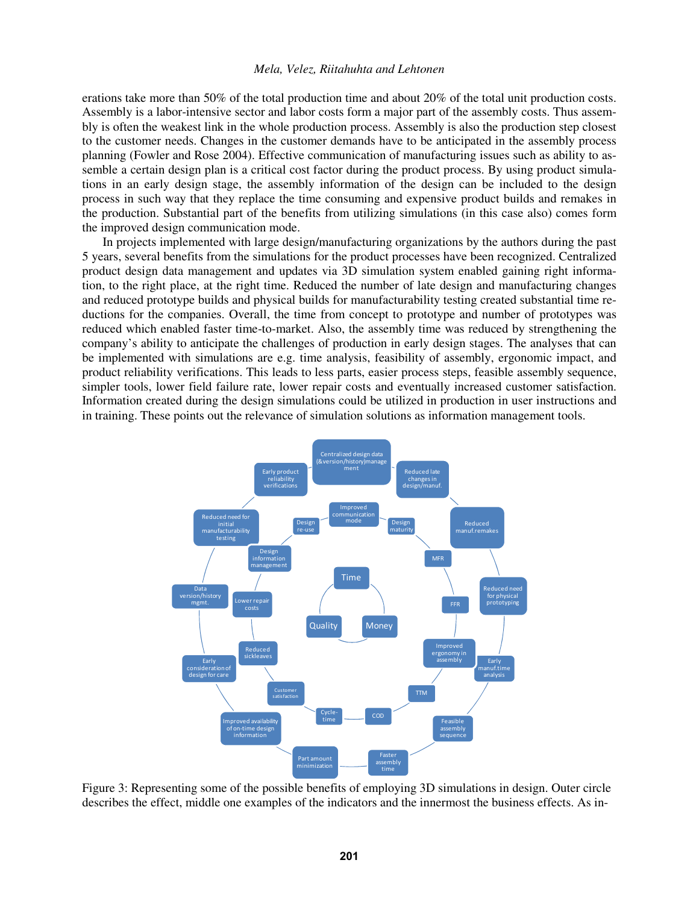erations take more than 50% of the total production time and about 20% of the total unit production costs. Assembly is a labor-intensive sector and labor costs form a major part of the assembly costs. Thus assembly is often the weakest link in the whole production process. Assembly is also the production step closest to the customer needs. Changes in the customer demands have to be anticipated in the assembly process planning (Fowler and Rose 2004). Effective communication of manufacturing issues such as ability to assemble a certain design plan is a critical cost factor during the product process. By using product simulations in an early design stage, the assembly information of the design can be included to the design process in such way that they replace the time consuming and expensive product builds and remakes in the production. Substantial part of the benefits from utilizing simulations (in this case also) comes form the improved design communication mode.

In projects implemented with large design/manufacturing organizations by the authors during the past 5 years, several benefits from the simulations for the product processes have been recognized. Centralized product design data management and updates via 3D simulation system enabled gaining right information, to the right place, at the right time. Reduced the number of late design and manufacturing changes and reduced prototype builds and physical builds for manufacturability testing created substantial time reductions for the companies. Overall, the time from concept to prototype and number of prototypes was reduced which enabled faster time-to-market. Also, the assembly time was reduced by strengthening the company's ability to anticipate the challenges of production in early design stages. The analyses that can be implemented with simulations are e.g. time analysis, feasibility of assembly, ergonomic impact, and product reliability verifications. This leads to less parts, easier process steps, feasible assembly sequence, simpler tools, lower field failure rate, lower repair costs and eventually increased customer satisfaction. Information created during the design simulations could be utilized in production in user instructions and in training. These points out the relevance of simulation solutions as information management tools.

Figure 3: Representing some of the possible benefits of employing 3D simulations in design. Outer circle describes the effect, middle one examples of the indicators and the innermost the business effects. As in-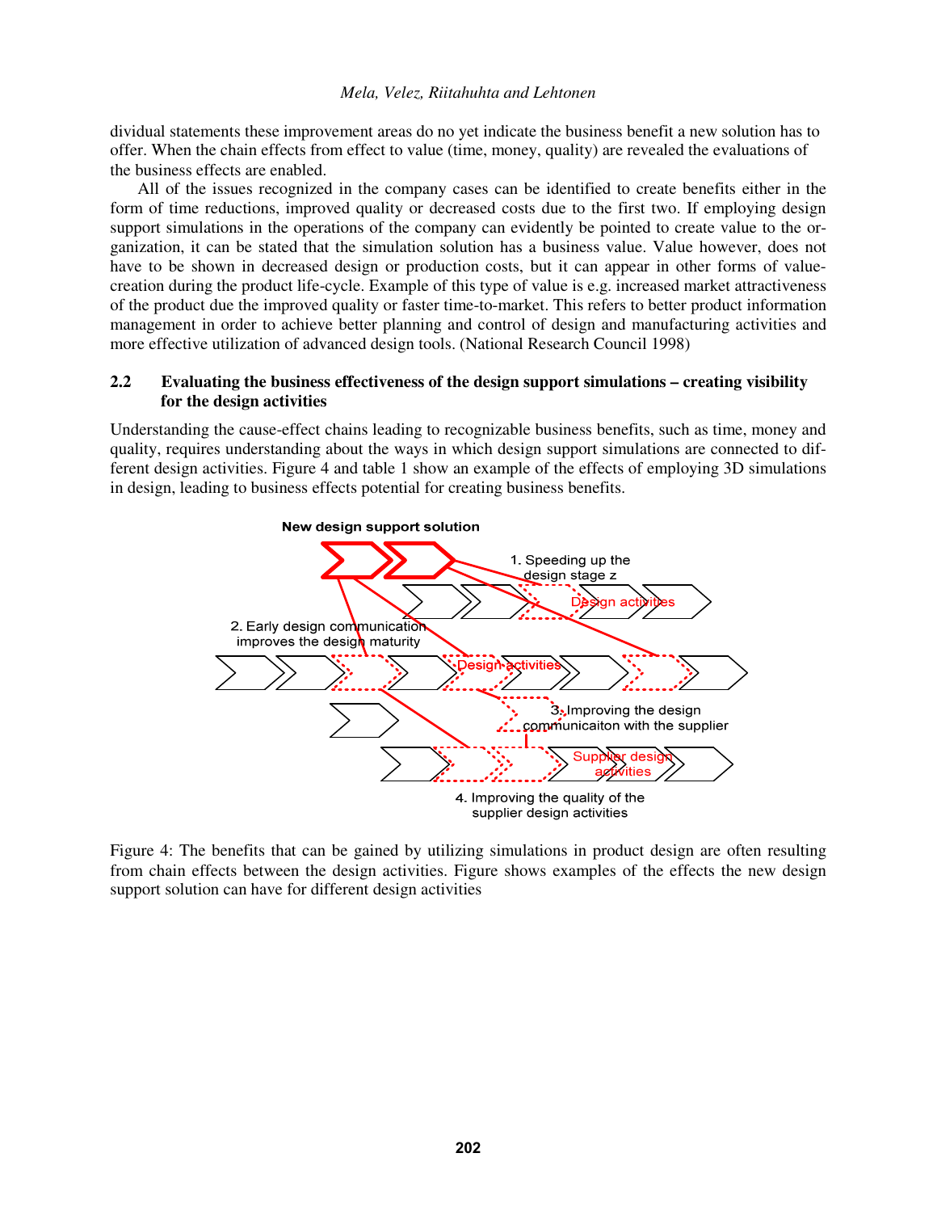dividual statements these improvement areas do no yet indicate the business benefit a new solution has to offer. When the chain effects from effect to value (time, money, quality) are revealed the evaluations of the business effects are enabled.

All of the issues recognized in the company cases can be identified to create benefits either in the form of time reductions, improved quality or decreased costs due to the first two. If employing design support simulations in the operations of the company can evidently be pointed to create value to the organization, it can be stated that the simulation solution has a business value. Value however, does not have to be shown in decreased design or production costs, but it can appear in other forms of value-creation during the product life-cycle. Example of this type of value is e.g. increased market attractiveness of the product due the improved quality or faster time-to-market. This refers to better product information management in order to achieve better planning and control of design and manufacturing activities and more effective utilization of advanced design tools. (National Research Council 1998)

## 2.2 Evaluating the business effectiveness of the design support simulations – creating visibility for the design activities

Understanding the cause-effect chains leading to recognizable business benefits, such as time, money and quality, requires understanding about the ways in which design support simulations are connected to different design activities. Figure 4 and table 1 show an example of the effects of employing 3D simulations in design, leading to business effects potential for creating business benefits.

New design support solution

1. Speeding up the design stage z

Design activities

2. Early design communication improves the design maturity

Design activities

3. Improving the design communicaiton with the supplier

Supplier design activities

4. Improving the quality of the supplier design activities

Figure 4: The benefits that can be gained by utilizing simulations in product design are often resulting from chain effects between the design activities. Figure shows examples of the effects the new design support solution can have for different design activities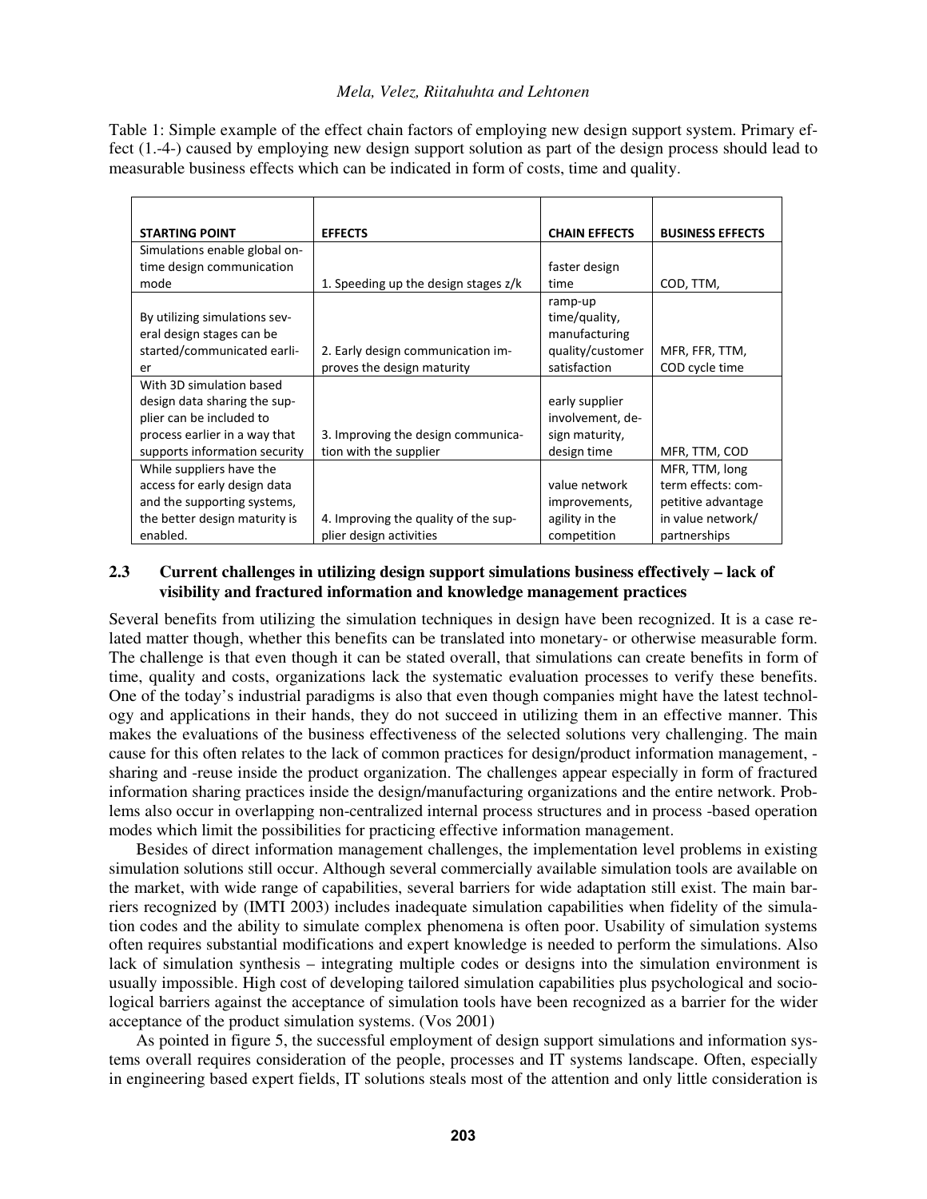Table 1: Simple example of the effect chain factors of employing new design support system. Primary effect (1.-4-) caused by employing new design support solution as part of the design process should lead to measurable business effects which can be indicated in form of costs, time and quality.

| STARTING POINT | EFFECTS | CHAIN EFFECTS | BUSINESS EFFECTS |
|---|---|---|---|
| Simulations enable global on-time design communication mode | 1. Speeding up the design stages z/k | faster design time | COD, TTM, |
| By utilizing simulations several design stages can be started/communicated earlier | 2. Early design communication improves the design maturity | ramp-up time/quality, manufacturing quality/customer satisfaction | MFR, FFR, TTM, COD cycle time |
| With 3D simulation based design data sharing the supplier can be included to process earlier in a way that supports information security | 3. Improving the design communication with the supplier | early supplier involvement, design maturity, design time | MFR, TTM, COD |
| While suppliers have the access for early design data and the supporting systems, the better design maturity is enabled. | 4. Improving the quality of the supplier design activities | value network improvements, agility in the competition | MFR, TTM, long term effects: competitive advantage in value network/ partnerships |

## 2.3 Current challenges in utilizing design support simulations business effectively – lack of visibility and fractured information and knowledge management practices

Several benefits from utilizing the simulation techniques in design have been recognized. It is a case related matter though, whether this benefits can be translated into monetary- or otherwise measurable form. The challenge is that even though it can be stated overall, that simulations can create benefits in form of time, quality and costs, organizations lack the systematic evaluation processes to verify these benefits. One of the today's industrial paradigms is also that even though companies might have the latest technology and applications in their hands, they do not succeed in utilizing them in an effective manner. This makes the evaluations of the business effectiveness of the selected solutions very challenging. The main cause for this often relates to the lack of common practices for design/product information management, -sharing and -reuse inside the product organization. The challenges appear especially in form of fractured information sharing practices inside the design/manufacturing organizations and the entire network. Problems also occur in overlapping non-centralized internal process structures and in process -based operation modes which limit the possibilities for practicing effective information management.

Besides of direct information management challenges, the implementation level problems in existing simulation solutions still occur. Although several commercially available simulation tools are available on the market, with wide range of capabilities, several barriers for wide adaptation still exist. The main barriers recognized by (IMTI 2003) includes inadequate simulation capabilities when fidelity of the simulation codes and the ability to simulate complex phenomena is often poor. Usability of simulation systems often requires substantial modifications and expert knowledge is needed to perform the simulations. Also lack of simulation synthesis – integrating multiple codes or designs into the simulation environment is usually impossible. High cost of developing tailored simulation capabilities plus psychological and sociological barriers against the acceptance of simulation tools have been recognized as a barrier for the wider acceptance of the product simulation systems. (Vos 2001)

As pointed in figure 5, the successful employment of design support simulations and information systems overall requires consideration of the people, processes and IT systems landscape. Often, especially in engineering based expert fields, IT solutions steals most of the attention and only little consideration is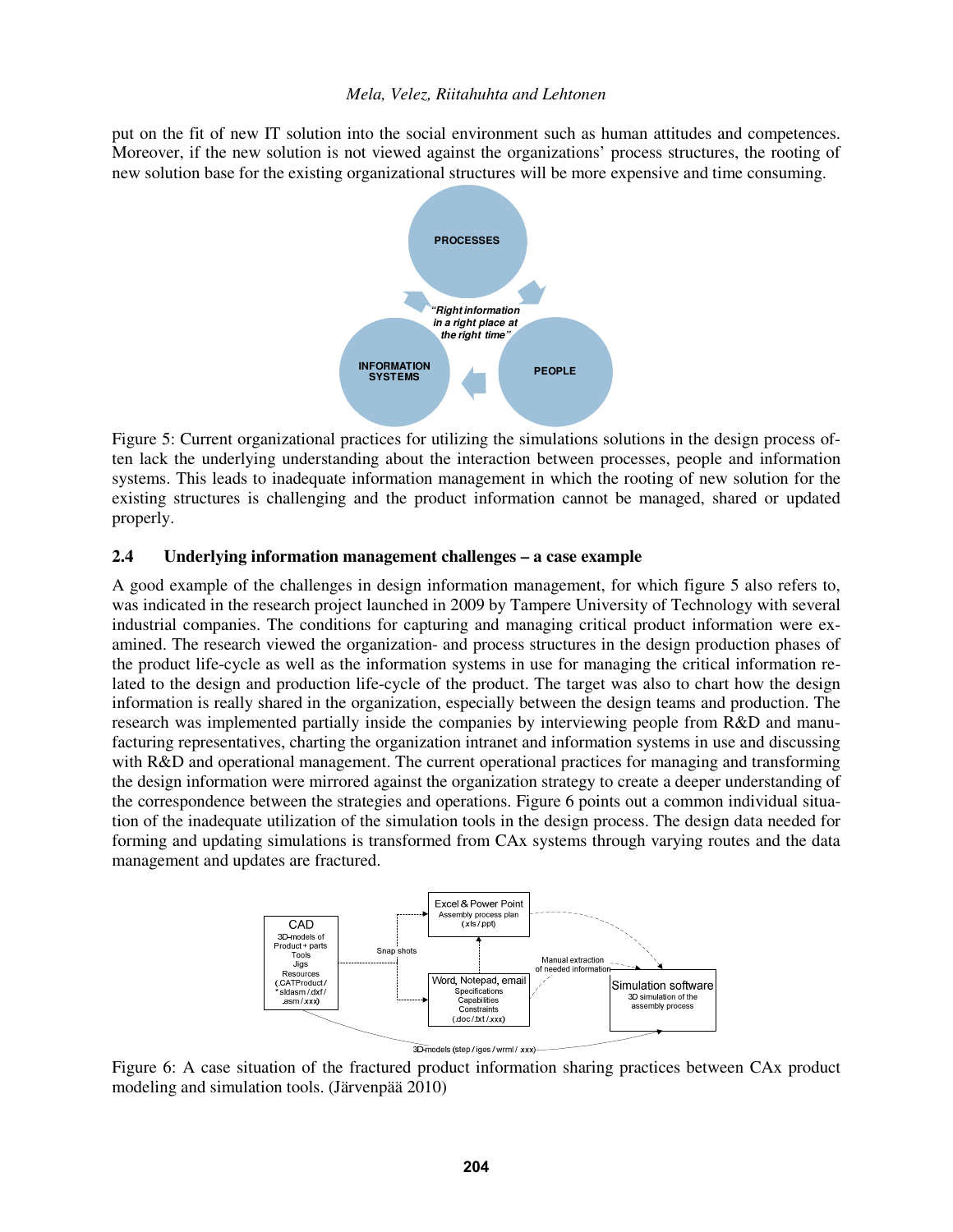put on the fit of new IT solution into the social environment such as human attitudes and competences. Moreover, if the new solution is not viewed against the organizations' process structures, the rooting of new solution base for the existing organizational structures will be more expensive and time consuming.

Figure 5: Current organizational practices for utilizing the simulations solutions in the design process often lack the underlying understanding about the interaction between processes, people and information systems. This leads to inadequate information management in which the rooting of new solution for the existing structures is challenging and the product information cannot be managed, shared or updated properly.

### 2.4 Underlying information management challenges – a case example

A good example of the challenges in design information management, for which figure 5 also refers to, was indicated in the research project launched in 2009 by Tampere University of Technology with several industrial companies. The conditions for capturing and managing critical product information were examined. The research viewed the organization- and process structures in the design production phases of the product life-cycle as well as the information systems in use for managing the critical information related to the design and production life-cycle of the product. The target was also to chart how the design information is really shared in the organization, especially between the design teams and production. The research was implemented partially inside the companies by interviewing people from R&D and manufacturing representatives, charting the organization intranet and information systems in use and discussing with R&D and operational management. The current operational practices for managing and transforming the design information were mirrored against the organization strategy to create a deeper understanding of the correspondence between the strategies and operations. Figure 6 points out a common individual situation of the inadequate utilization of the simulation tools in the design process. The design data needed for forming and updating simulations is transformed from CAx systems through varying routes and the data management and updates are fractured.

Figure 6: A case situation of the fractured product information sharing practices between CAx product modeling and simulation tools. (Järvenpää 2010)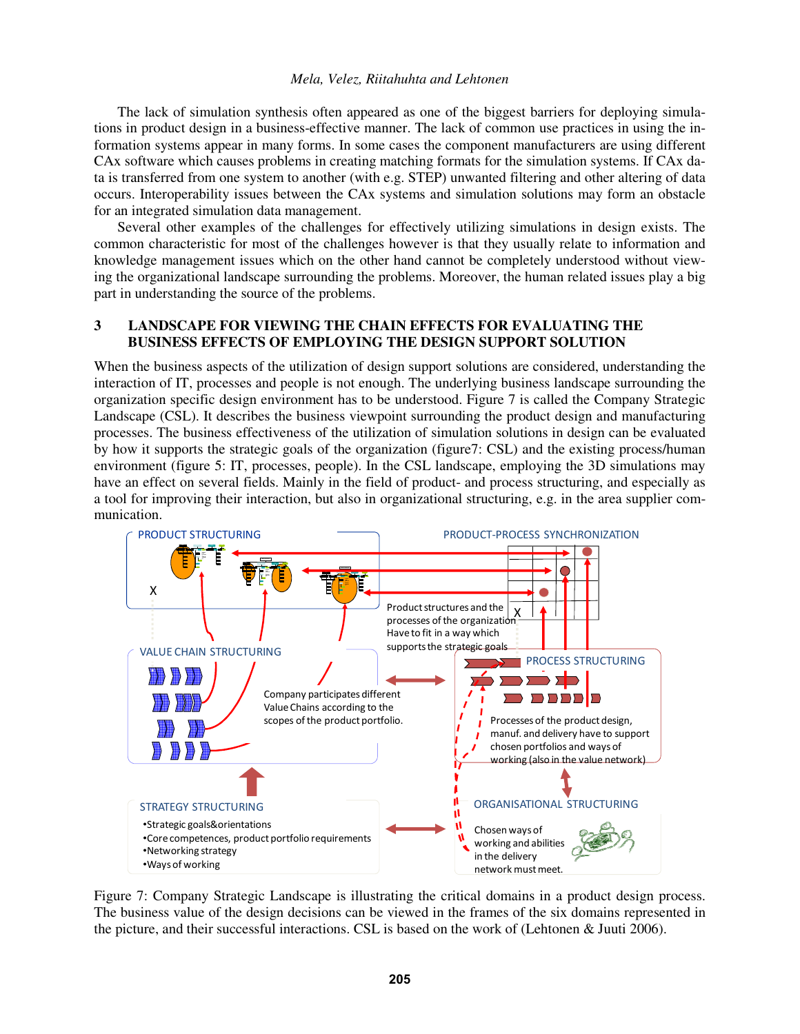The lack of simulation synthesis often appeared as one of the biggest barriers for deploying simulations in product design in a business-effective manner. The lack of common use practices in using the information systems appear in many forms. In some cases the component manufacturers are using different CAx software which causes problems in creating matching formats for the simulation systems. If CAx data is transferred from one system to another (with e.g. STEP) unwanted filtering and other altering of data occurs. Interoperability issues between the CAx systems and simulation solutions may form an obstacle for an integrated simulation data management.

Several other examples of the challenges for effectively utilizing simulations in design exists. The common characteristic for most of the challenges however is that they usually relate to information and knowledge management issues which on the other hand cannot be completely understood without viewing the organizational landscape surrounding the problems. Moreover, the human related issues play a big part in understanding the source of the problems.

## 3 LANDSCAPE FOR VIEWING THE CHAIN EFFECTS FOR EVALUATING THE BUSINESS EFFECTS OF EMPLOYING THE DESIGN SUPPORT SOLUTION

When the business aspects of the utilization of design support solutions are considered, understanding the interaction of IT, processes and people is not enough. The underlying business landscape surrounding the organization specific design environment has to be understood. Figure 7 is called the Company Strategic Landscape (CSL). It describes the business viewpoint surrounding the product design and manufacturing processes. The business effectiveness of the utilization of simulation solutions in design can be evaluated by how it supports the strategic goals of the organization (figure7: CSL) and the existing process/human environment (figure 5: IT, processes, people). In the CSL landscape, employing the 3D simulations may have an effect on several fields. Mainly in the field of product- and process structuring, and especially as a tool for improving their interaction, but also in organizational structuring, e.g. in the area supplier communication.

PRODUCT STRUCTURING

PRODUCT-PROCESS SYNCHRONIZATION

Product structures and the processes of the organization Have to fit in a way which supports the strategic goals

VALUE CHAIN STRUCTURING

Company participates different Value Chains according to the scopes of the product portfolio.

PROCESS STRUCTURING

Processes of the product design, manuf. and delivery have to support chosen portfolios and ways of working (also in the value network)

STRATEGY STRUCTURING

- Strategic goals&orientations
- Core competences, product portfolio requirements
- Networking strategy
- Ways of working

ORGANISATIONAL STRUCTURING

Chosen ways of working and abilities in the delivery network must meet.

Figure 7: Company Strategic Landscape is illustrating the critical domains in a product design process. The business value of the design decisions can be viewed in the frames of the six domains represented in the picture, and their successful interactions. CSL is based on the work of (Lehtonen & Juuti 2006).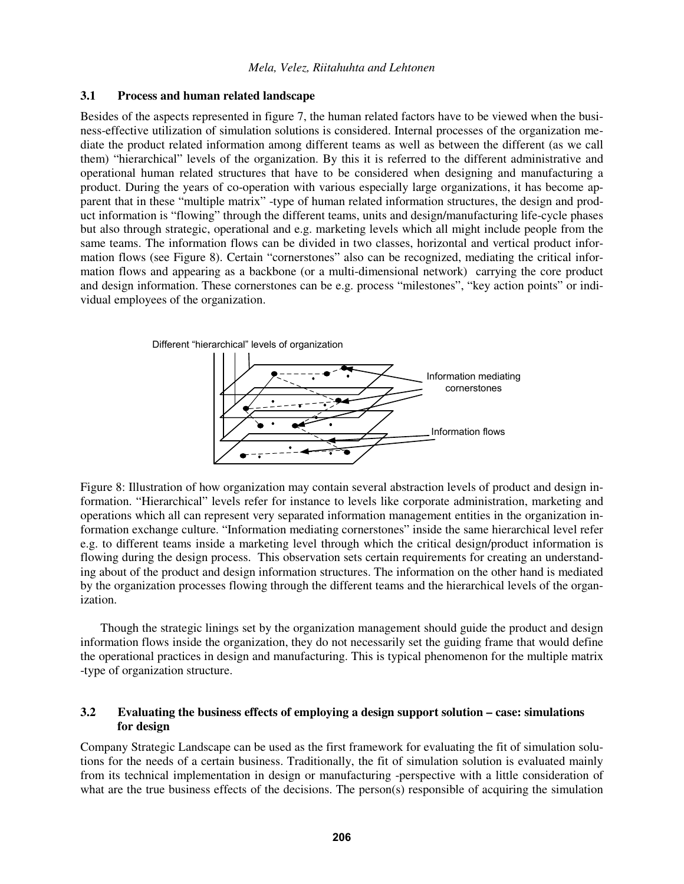### 3.1 Process and human related landscape

Besides of the aspects represented in figure 7, the human related factors have to be viewed when the business-effective utilization of simulation solutions is considered. Internal processes of the organization mediate the product related information among different teams as well as between the different (as we call them) "hierarchical" levels of the organization. By this it is referred to the different administrative and operational human related structures that have to be considered when designing and manufacturing a product. During the years of co-operation with various especially large organizations, it has become apparent that in these "multiple matrix" -type of human related information structures, the design and product information is "flowing" through the different teams, units and design/manufacturing life-cycle phases but also through strategic, operational and e.g. marketing levels which all might include people from the same teams. The information flows can be divided in two classes, horizontal and vertical product information flows (see Figure 8). Certain "cornerstones" also can be recognized, mediating the critical information flows and appearing as a backbone (or a multi-dimensional network) carrying the core product and design information. These cornerstones can be e.g. process "milestones", "key action points" or individual employees of the organization.

Different "hierarchical" levels of organization

Information mediating cornerstones

Information flows

Figure 8: Illustration of how organization may contain several abstraction levels of product and design information. "Hierarchical" levels refer for instance to levels like corporate administration, marketing and operations which all can represent very separated information management entities in the organization information exchange culture. "Information mediating cornerstones" inside the same hierarchical level refer e.g. to different teams inside a marketing level through which the critical design/product information is flowing during the design process. This observation sets certain requirements for creating an understanding about of the product and design information structures. The information on the other hand is mediated by the organization processes flowing through the different teams and the hierarchical levels of the organization.

Though the strategic linings set by the organization management should guide the product and design information flows inside the organization, they do not necessarily set the guiding frame that would define the operational practices in design and manufacturing. This is typical phenomenon for the multiple matrix -type of organization structure.

### 3.2 Evaluating the business effects of employing a design support solution – case: simulations for design

Company Strategic Landscape can be used as the first framework for evaluating the fit of simulation solutions for the needs of a certain business. Traditionally, the fit of simulation solution is evaluated mainly from its technical implementation in design or manufacturing -perspective with a little consideration of what are the true business effects of the decisions. The person(s) responsible of acquiring the simulation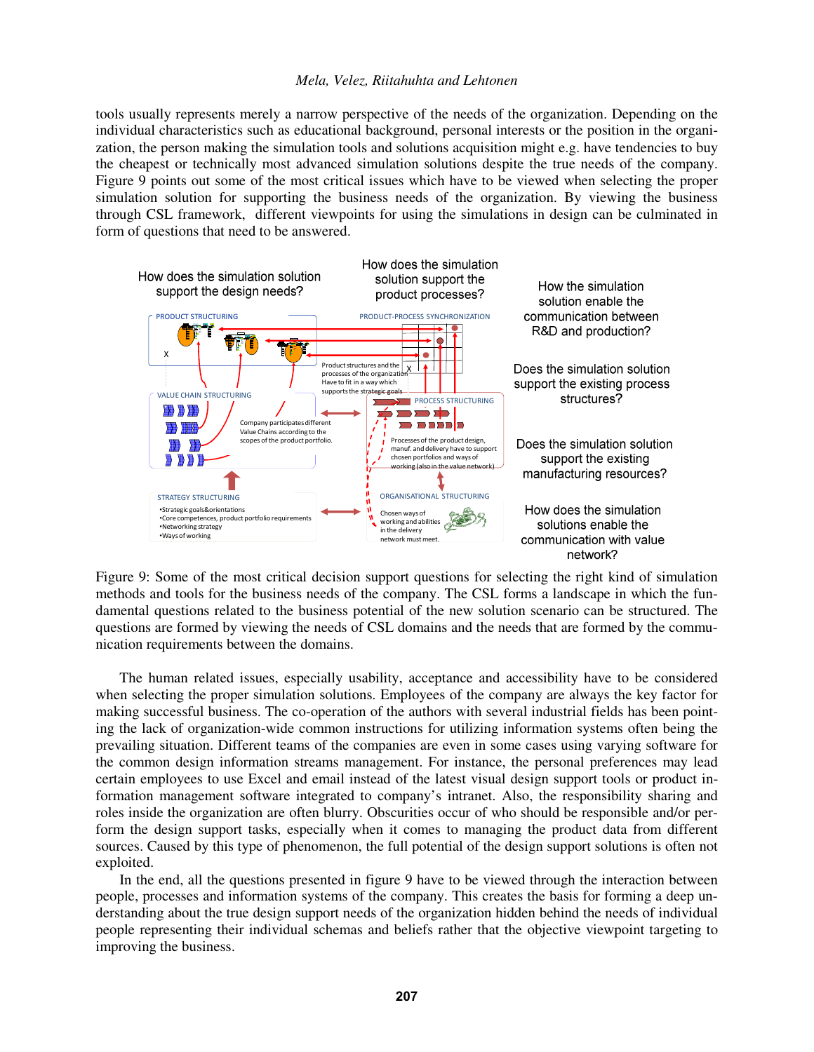tools usually represents merely a narrow perspective of the needs of the organization. Depending on the individual characteristics such as educational background, personal interests or the position in the organization, the person making the simulation tools and solutions acquisition might e.g. have tendencies to buy the cheapest or technically most advanced simulation solutions despite the true needs of the company. Figure 9 points out some of the most critical issues which have to be viewed when selecting the proper simulation solution for supporting the business needs of the organization. By viewing the business through CSL framework, different viewpoints for using the simulations in design can be culminated in form of questions that need to be answered.

Figure 9: Some of the most critical decision support questions for selecting the right kind of simulation methods and tools for the business needs of the company. The CSL forms a landscape in which the fundamental questions related to the business potential of the new solution scenario can be structured. The questions are formed by viewing the needs of CSL domains and the needs that are formed by the communication requirements between the domains.

The human related issues, especially usability, acceptance and accessibility have to be considered when selecting the proper simulation solutions. Employees of the company are always the key factor for making successful business. The co-operation of the authors with several industrial fields has been pointing the lack of organization-wide common instructions for utilizing information systems often being the prevailing situation. Different teams of the companies are even in some cases using varying software for the common design information streams management. For instance, the personal preferences may lead certain employees to use Excel and email instead of the latest visual design support tools or product information management software integrated to company's intranet. Also, the responsibility sharing and roles inside the organization are often blurry. Obscurities occur of who should be responsible and/or perform the design support tasks, especially when it comes to managing the product data from different sources. Caused by this type of phenomenon, the full potential of the design support solutions is often not exploited.

In the end, all the questions presented in figure 9 have to be viewed through the interaction between people, processes and information systems of the company. This creates the basis for forming a deep understanding about the true design support needs of the organization hidden behind the needs of individual people representing their individual schemas and beliefs rather that the objective viewpoint targeting to improving the business.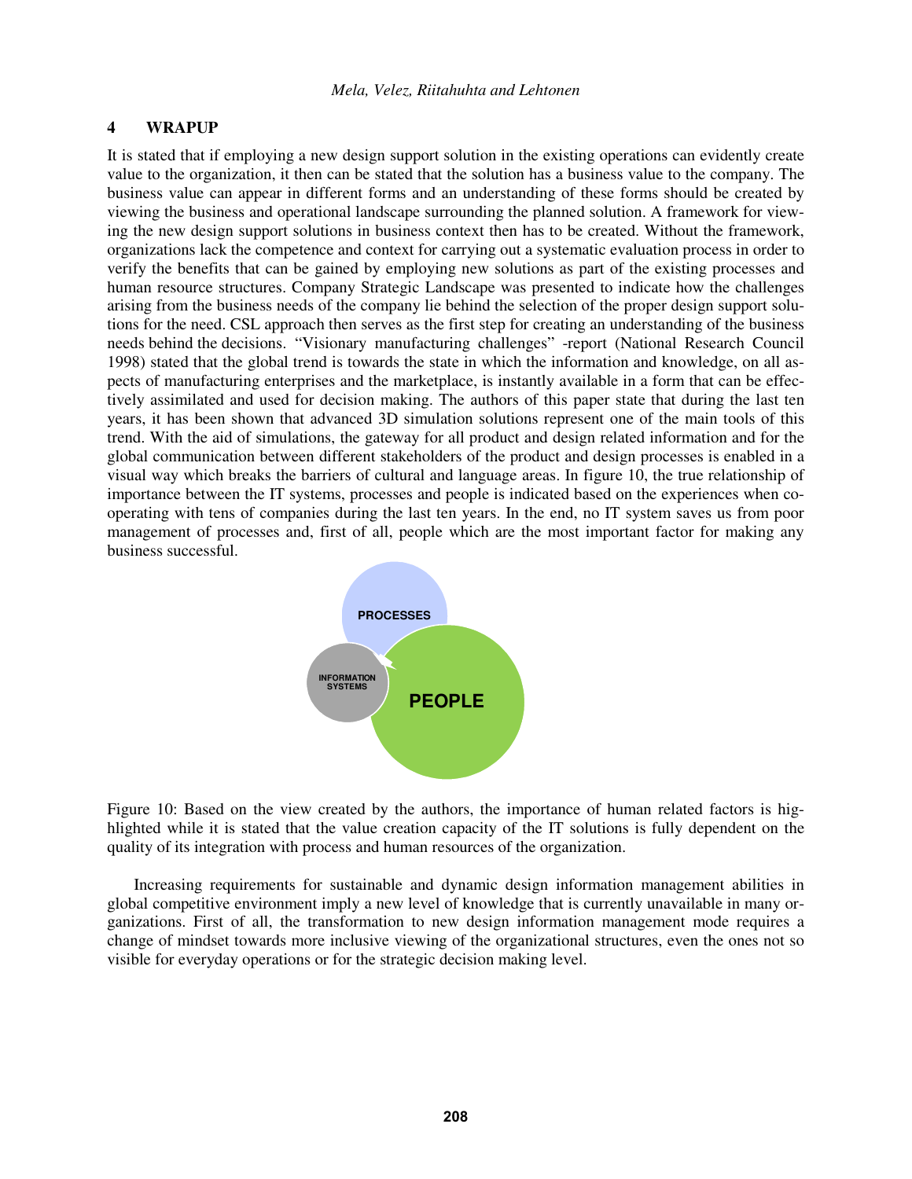## 4 WRAPUP

It is stated that if employing a new design support solution in the existing operations can evidently create value to the organization, it then can be stated that the solution has a business value to the company. The business value can appear in different forms and an understanding of these forms should be created by viewing the business and operational landscape surrounding the planned solution. A framework for viewing the new design support solutions in business context then has to be created. Without the framework, organizations lack the competence and context for carrying out a systematic evaluation process in order to verify the benefits that can be gained by employing new solutions as part of the existing processes and human resource structures. Company Strategic Landscape was presented to indicate how the challenges arising from the business needs of the company lie behind the selection of the proper design support solutions for the need. CSL approach then serves as the first step for creating an understanding of the business needs behind the decisions. "Visionary manufacturing challenges" -report (National Research Council 1998) stated that the global trend is towards the state in which the information and knowledge, on all aspects of manufacturing enterprises and the marketplace, is instantly available in a form that can be effectively assimilated and used for decision making. The authors of this paper state that during the last ten years, it has been shown that advanced 3D simulation solutions represent one of the main tools of this trend. With the aid of simulations, the gateway for all product and design related information and for the global communication between different stakeholders of the product and design processes is enabled in a visual way which breaks the barriers of cultural and language areas. In figure 10, the true relationship of importance between the IT systems, processes and people is indicated based on the experiences when co-operating with tens of companies during the last ten years. In the end, no IT system saves us from poor management of processes and, first of all, people which are the most important factor for making any business successful.

PROCESSES

INFORMATION SYSTEMS

PEOPLE

Figure 10: Based on the view created by the authors, the importance of human related factors is highlighted while it is stated that the value creation capacity of the IT solutions is fully dependent on the quality of its integration with process and human resources of the organization.

Increasing requirements for sustainable and dynamic design information management abilities in global competitive environment imply a new level of knowledge that is currently unavailable in many organizations. First of all, the transformation to new design information management mode requires a change of mindset towards more inclusive viewing of the organizational structures, even the ones not so visible for everyday operations or for the strategic decision making level.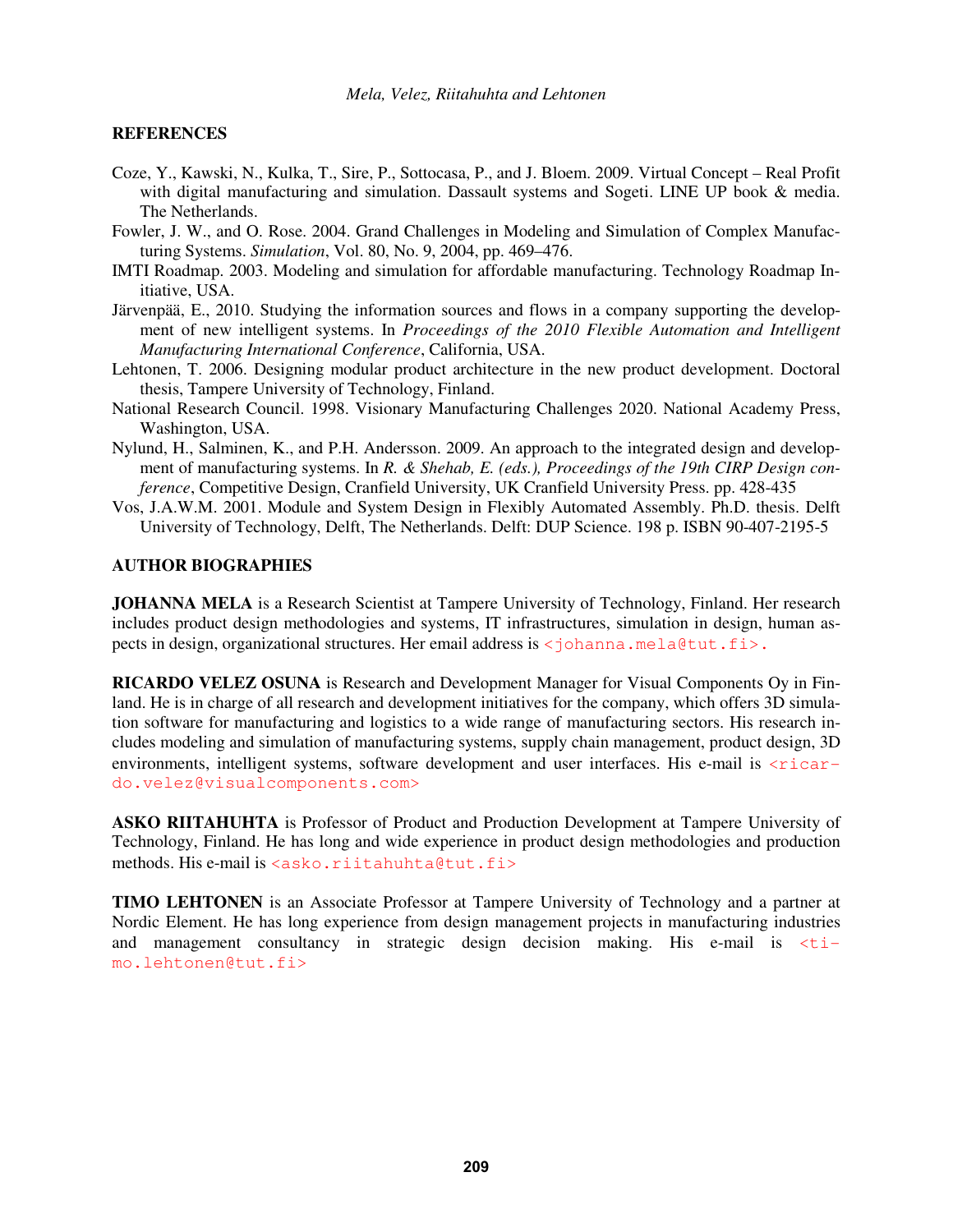## REFERENCES

Coze, Y., Kawski, N., Kulka, T., Sire, P., Sottocasa, P., and J. Bloem. 2009. Virtual Concept – Real Profit with digital manufacturing and simulation. Dassault systems and Sogeti. LINE UP book & media. The Netherlands.

Fowler, J. W., and O. Rose. 2004. Grand Challenges in Modeling and Simulation of Complex Manufacturing Systems. *Simulation*, Vol. 80, No. 9, 2004, pp. 469–476.

IMTI Roadmap. 2003. Modeling and simulation for affordable manufacturing. Technology Roadmap Initiative, USA.

Järvenpää, E., 2010. Studying the information sources and flows in a company supporting the development of new intelligent systems. In *Proceedings of the 2010 Flexible Automation and Intelligent Manufacturing International Conference*, California, USA.

Lehtonen, T. 2006. Designing modular product architecture in the new product development. Doctoral thesis, Tampere University of Technology, Finland.

National Research Council. 1998. Visionary Manufacturing Challenges 2020. National Academy Press, Washington, USA.

Nylund, H., Salminen, K., and P.H. Andersson. 2009. An approach to the integrated design and development of manufacturing systems. In *R. & Shehab, E. (eds.), Proceedings of the 19th CIRP Design conference*, Competitive Design, Cranfield University, UK Cranfield University Press. pp. 428-435

Vos, J.A.W.M. 2001. Module and System Design in Flexibly Automated Assembly. Ph.D. thesis. Delft University of Technology, Delft, The Netherlands. Delft: DUP Science. 198 p. ISBN 90-407-2195-5

## AUTHOR BIOGRAPHIES

**JOHANNA MELA** is a Research Scientist at Tampere University of Technology, Finland. Her research includes product design methodologies and systems, IT infrastructures, simulation in design, human aspects in design, organizational structures. Her email address is <johanna.mela@tut.fi>.

**RICARDO VELEZ OSUNA** is Research and Development Manager for Visual Components Oy in Finland. He is in charge of all research and development initiatives for the company, which offers 3D simulation software for manufacturing and logistics to a wide range of manufacturing sectors. His research includes modeling and simulation of manufacturing systems, supply chain management, product design, 3D environments, intelligent systems, software development and user interfaces. His e-mail is <ricardo.velez@visualcomponents.com>

**ASKO RIITAHUHTA** is Professor of Product and Production Development at Tampere University of Technology, Finland. He has long and wide experience in product design methodologies and production methods. His e-mail is <asko.riitahuhta@tut.fi>

**TIMO LEHTONEN** is an Associate Professor at Tampere University of Technology and a partner at Nordic Element. He has long experience from design management projects in manufacturing industries and management consultancy in strategic design decision making. His e-mail is <timo.lehtonen@tut.fi>